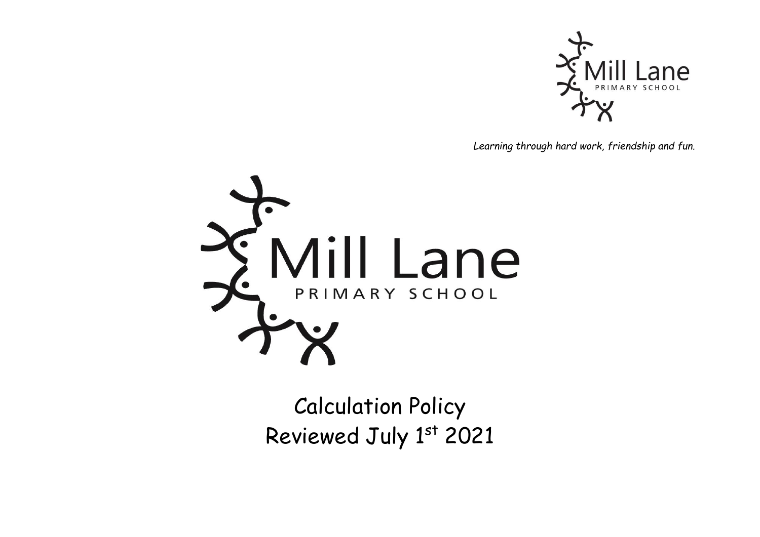Mill Lane
PRIMARY SCHOOL

*Learning through hard work, friendship and fun.*

Mill Lane
PRIMARY SCHOOL

# Calculation Policy
Reviewed July 1st 2021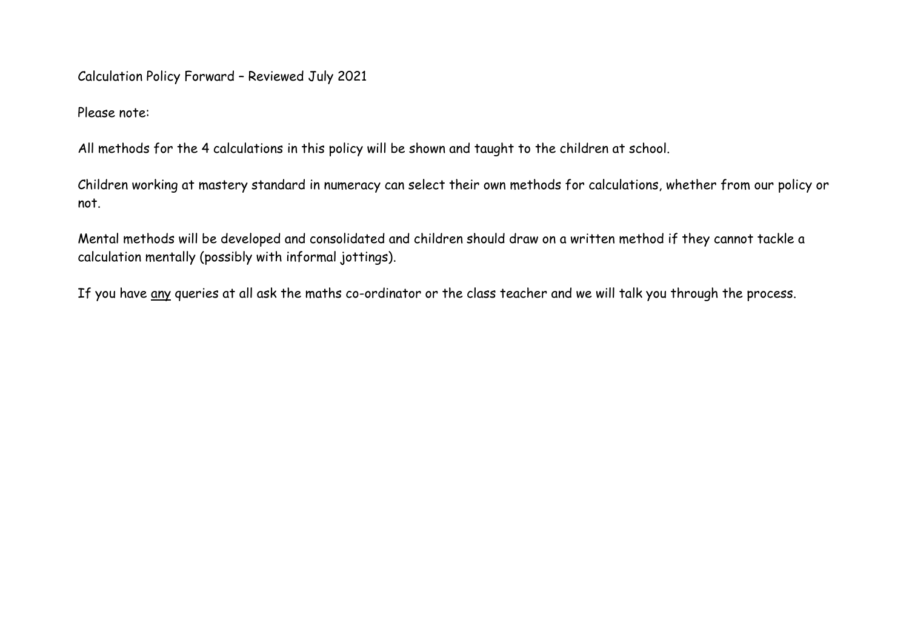Calculation Policy Forward – Reviewed July 2021

Please note:

All methods for the 4 calculations in this policy will be shown and taught to the children at school.

Children working at mastery standard in numeracy can select their own methods for calculations, whether from our policy or not.

Mental methods will be developed and consolidated and children should draw on a written method if they cannot tackle a calculation mentally (possibly with informal jottings).

If you have <u>any</u> queries at all ask the maths co-ordinator or the class teacher and we will talk you through the process.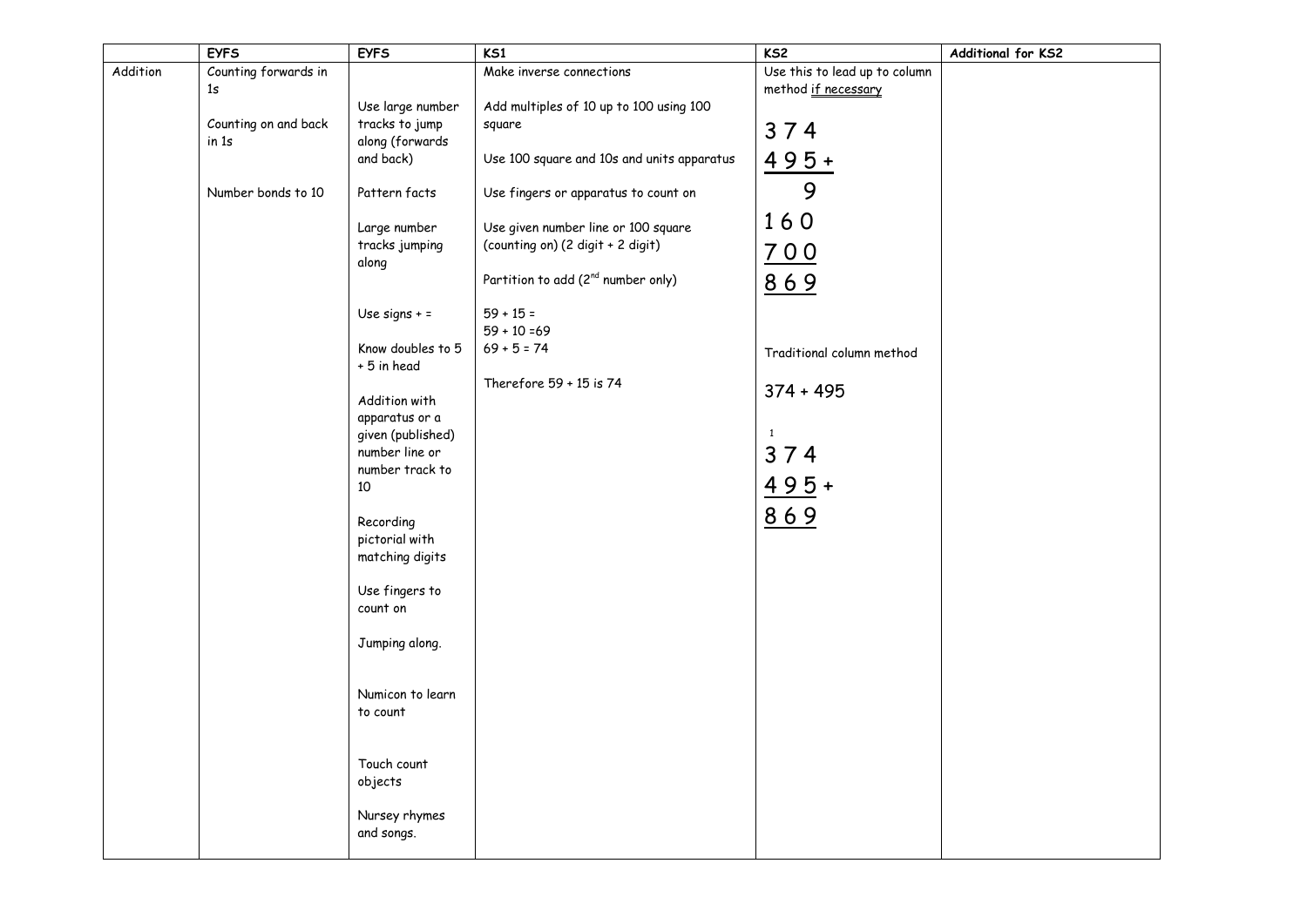|  | EYFS | EYFS | KS1 | KS2 | Additional for KS2 |
|---|---|---|---|---|---|
| Addition | Counting forwards in 1s<br><br>Counting on and back in 1s<br><br>Number bonds to 10 | Use large number tracks to jump along (forwards and back)<br><br>Pattern facts<br><br>Large number tracks jumping along<br><br>Use signs + =<br><br>Know doubles to 5 + 5 in head<br><br>Addition with apparatus or a given (published) number line or number track to 10<br><br>Recording pictorial with matching digits<br><br>Use fingers to count on<br><br>Jumping along.<br><br>Numicon to learn to count<br><br>Touch count objects<br><br>Nursey rhymes and songs. | Make inverse connections<br><br>Add multiples of 10 up to 100 using 100 square<br><br>Use 100 square and 10s and units apparatus<br><br>Use fingers or apparatus to count on<br><br>Use given number line or 100 square (counting on) (2 digit + 2 digit)<br><br>Partition to add (2nd number only)<br><br>59 + 15 =<br>59 + 10 =69<br>69 + 5 = 74<br><br>Therefore 59 + 15 is 74 | Use this to lead up to column method if necessary<br><br>3 7 4<br>4 9 5 +<br>9<br>1 6 0<br>7 0 0<br>8 6 9<br><br>Traditional column method<br><br>374 + 495<br><br>1<br>3 7 4<br>4 9 5 +<br>8 6 9 |  |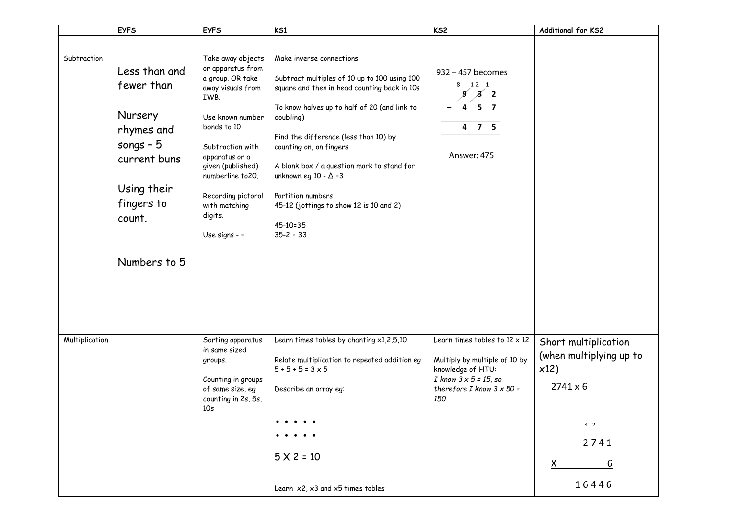|  | EYFS | EYFS | KS1 | KS2 | Additional for KS2 |
| --- | --- | --- | --- | --- | --- |
|  |  |  |  |  |  |
| Subtraction | Less than and fewer than<br><br>Nursery rhymes and songs – 5 current buns<br><br>Using their fingers to count.<br><br>Numbers to 5 | Take away objects or apparatus from a group. OR take away visuals from IWB.<br><br>Use known number bonds to 10<br><br>Subtraction with apparatus or a given (published) numberline to20.<br><br>Recording pictoral with matching digits.<br><br>Use signs - = | Make inverse connections<br><br>Subtract multiples of 10 up to 100 using 100 square and then in head counting back in 10s<br><br>To know halves up to half of 20 (and link to doubling)<br><br>Find the difference (less than 10) by counting on, on fingers<br><br>A blank box / a question mark to stand for unknown eg 10 - Δ =3<br><br>Partition numbers<br>45-12 (jottings to show 12 is 10 and 2)<br><br>45-10=35<br>35-2 = 33 | 932 – 457 becomes<br><br>8 12 1<br>~~9~~ ~~3~~ 2<br>− 4 5 7<br>4 7 5<br><br>Answer: 475 |  |
| Multiplication |  | Sorting apparatus in same sized groups.<br><br>Counting in groups of same size, eg counting in 2s, 5s, 10s | Learn times tables by chanting x1,2,5,10<br><br>Relate multiplication to repeated addition eg 5 + 5 + 5 = 3 x 5<br><br>Describe an array eg:<br><br>• • • • •<br>• • • • •<br><br>5 X 2 = 10<br><br>Learn x2, x3 and x5 times tables | Learn times tables to 12 x 12<br><br>Multiply by multiple of 10 by knowledge of HTU:<br>*I know 3 x 5 = 15, so therefore I know 3 x 50 = 150* | Short multiplication (when multiplying up to x12)<br><br>2741 x 6<br><br>4 2<br>2 7 4 1<br>X 6<br>1 6 4 4 6 |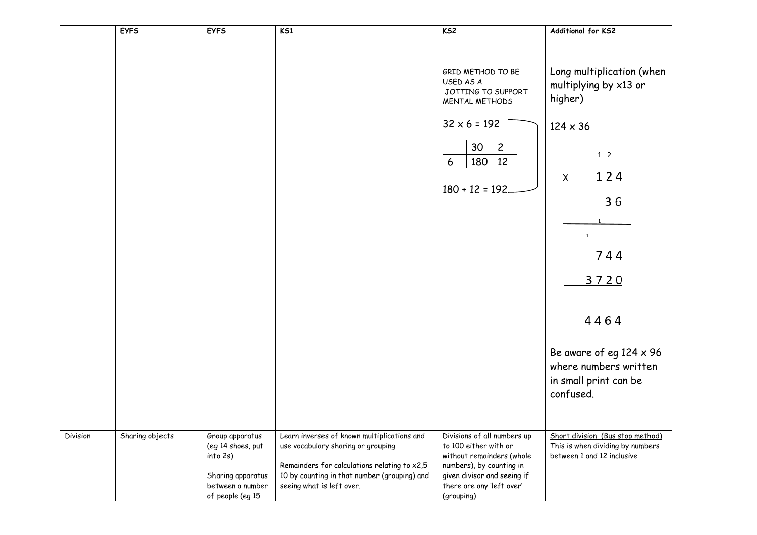|  | EYFS | EYFS | KS1 | KS2 | Additional for KS2 |
|---|---|---|---|---|---|
|  |  |  |  | GRID METHOD TO BE USED AS A JOTTING TO SUPPORT MENTAL METHODS<br><br>32 x 6 = 192<br><br>\| \| 30 \| 2 \|<br>\| 6 \| 180 \| 12 \|<br><br>180 + 12 = 192 | Long multiplication (when multiplying by x13 or higher)<br><br>124 x 36<br><br>&nbsp;&nbsp;&nbsp;&nbsp;1 2<br>x 1 2 4<br>&nbsp;&nbsp;&nbsp;&nbsp;&nbsp;&nbsp;3 6<br>&nbsp;&nbsp;&nbsp;&nbsp;1<br>1<br>&nbsp;&nbsp;&nbsp;&nbsp;7 4 4<br>&nbsp;&nbsp;3 7 2 0<br><br>&nbsp;&nbsp;4 4 6 4<br><br>Be aware of eg 124 x 96 where numbers written in small print can be confused. |
| Division | Sharing objects | Group apparatus (eg 14 shoes, put into 2s)<br><br>Sharing apparatus between a number of people (eg 15 | Learn inverses of known multiplications and use vocabulary sharing or grouping<br><br>Remainders for calculations relating to x2,5 10 by counting in that number (grouping) and seeing what is left over. | Divisions of all numbers up to 100 either with or without remainders (whole numbers), by counting in given divisor and seeing if there are any 'left over' (grouping) | Short division (Bus stop method)<br>This is when dividing by numbers between 1 and 12 inclusive |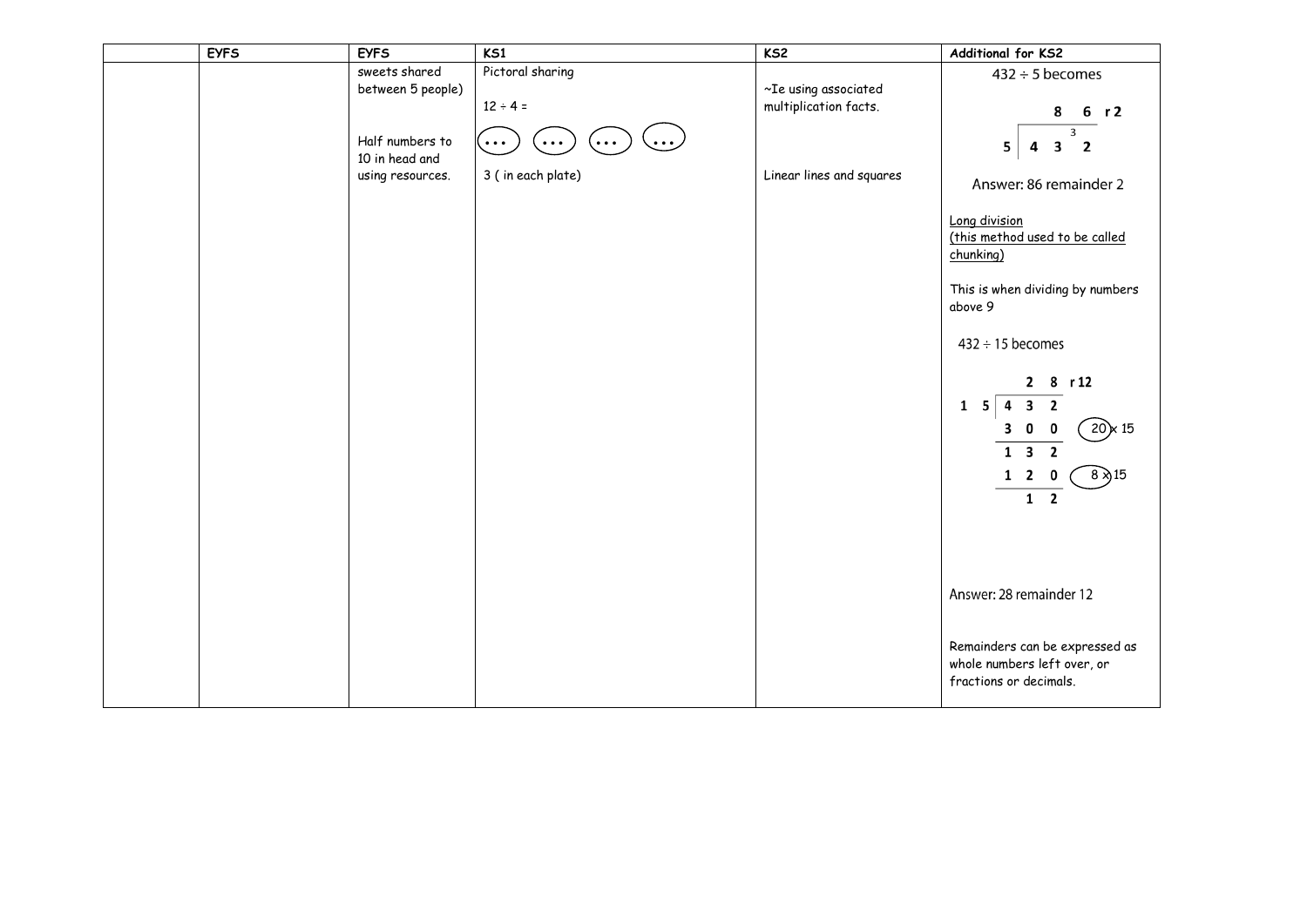| | EYFS | EYFS | KS1 | KS2 | Additional for KS2 |
|---|---|---|---|---|---|
| | | sweets shared between 5 people)<br><br>Half numbers to 10 in head and using resources. | Pictoral sharing<br><br>$12 \div 4 =$<br><br>(•••) (•••) (•••) (•••)<br><br>3 ( in each plate) | ~Ie using associated multiplication facts.<br><br>Linear lines and squares | $432 \div 5$ becomes<br><br>$$\begin{array}{r\|l} & 8\ \ 6\ \ r2 \\ \hline 5 & 4\ \ 3\ \ {}^{3}2 \end{array}$$<br><br>Answer: 86 remainder 2<br><br>Long division<br>(this method used to be called chunking)<br><br>This is when dividing by numbers above 9<br><br>$432 \div 15$ becomes<br><br>$$\begin{array}{r\|ll} & 2\ \ 8\ \ r12 & \\ \hline 15 & 4\ \ 3\ \ 2 & \\ & 3\ \ 0\ \ 0 & (20) \times 15 \\ \hline & 1\ \ 3\ \ 2 & \\ & 1\ \ 2\ \ 0 & (8) \times 15 \\ \hline & \ \ \ 1\ \ 2 & \end{array}$$<br><br>Answer: 28 remainder 12<br><br>Remainders can be expressed as whole numbers left over, or fractions or decimals. |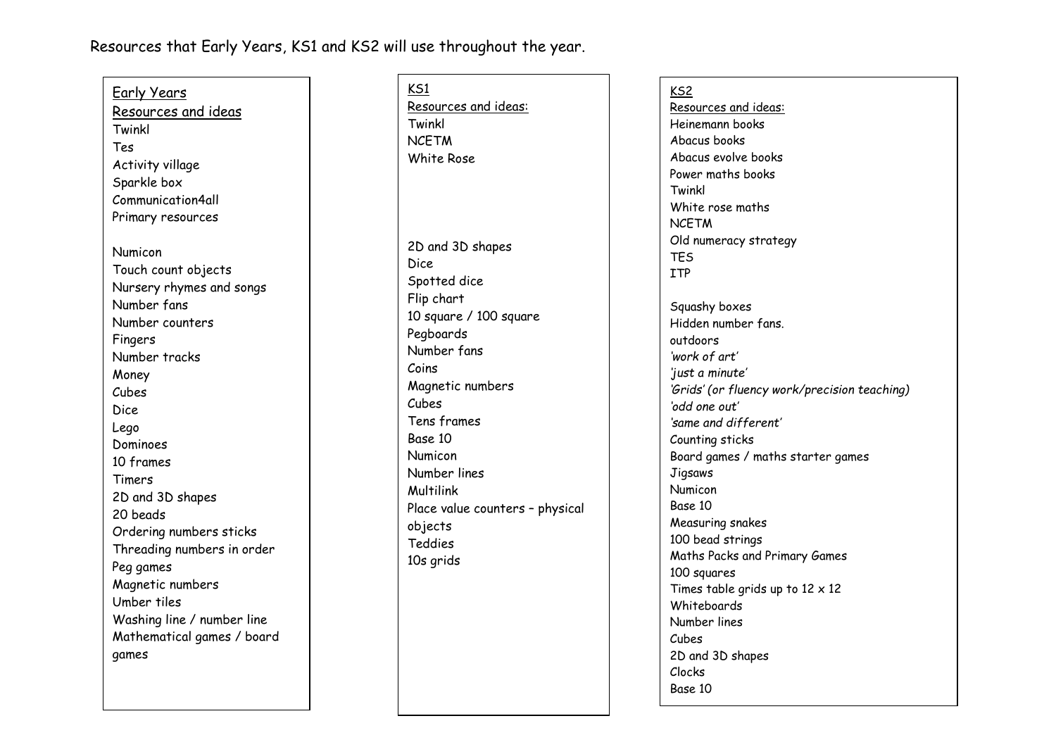Resources that Early Years, KS1 and KS2 will use throughout the year.

<u>Early Years</u>

<u>Resources and ideas</u>

Twinkl
Tes
Activity village
Sparkle box
Communication4all
Primary resources

Numicon
Touch count objects
Nursery rhymes and songs
Number fans
Number counters
Fingers
Number tracks
Money
Cubes
Dice
Lego
Dominoes
10 frames
Timers
2D and 3D shapes
20 beads
Ordering numbers sticks
Threading numbers in order
Peg games
Magnetic numbers
Umber tiles
Washing line / number line
Mathematical games / board games

<u>KS1</u>

<u>Resources and ideas:</u>

Twinkl
NCETM
White Rose

2D and 3D shapes
Dice
Spotted dice
Flip chart
10 square / 100 square
Pegboards
Number fans
Coins
Magnetic numbers
Cubes
Tens frames
Base 10
Numicon
Number lines
Multilink
Place value counters – physical objects
Teddies
10s grids

<u>KS2</u>

<u>Resources and ideas:</u>

Heinemann books
Abacus books
Abacus evolve books
Power maths books
Twinkl
White rose maths
NCETM
Old numeracy strategy
TES
ITP

Squashy boxes
Hidden number fans.
outdoors
*'work of art'*
*'just a minute'*
*'Grids' (or fluency work/precision teaching)*
*'odd one out'*
*'same and different'*
Counting sticks
Board games / maths starter games
Jigsaws
Numicon
Base 10
Measuring snakes
100 bead strings
Maths Packs and Primary Games
100 squares
Times table grids up to 12 x 12
Whiteboards
Number lines
Cubes
2D and 3D shapes
Clocks
Base 10